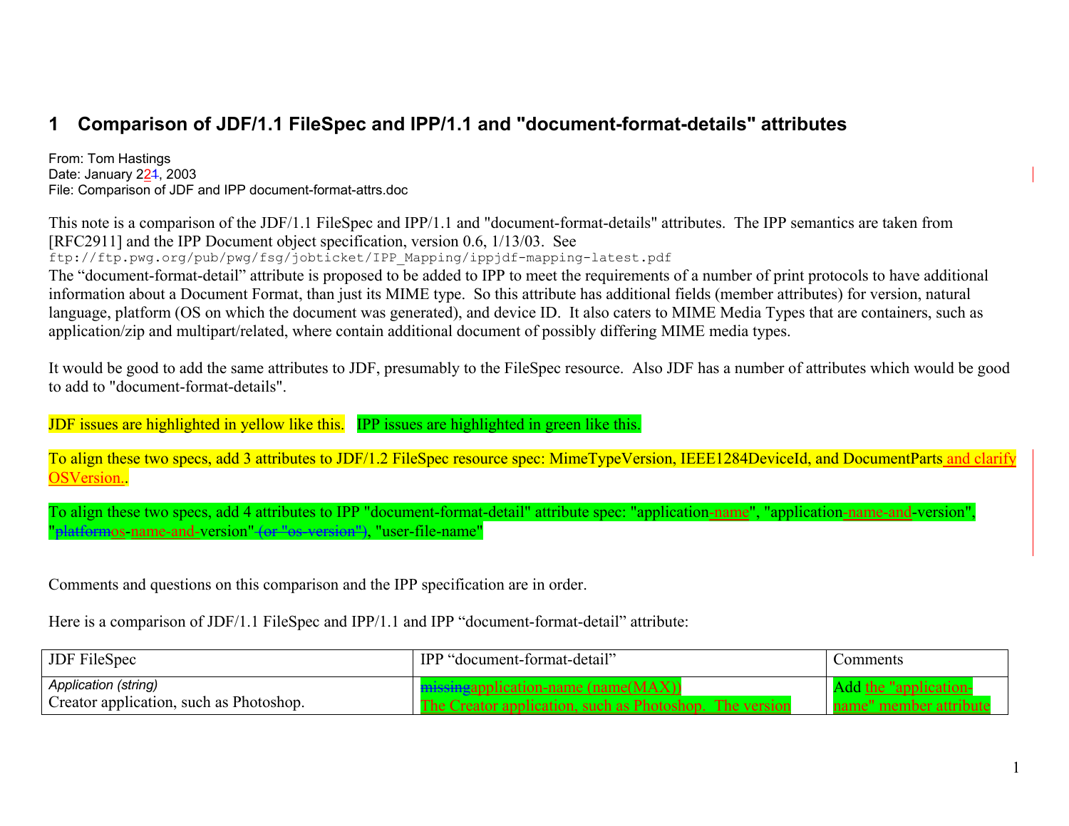# 1 Comparison of JDF/1.1 FileSpec and IPP/1.1 and "document-format-details" attributes

From: Tom Hastings
Date: January 221, 2003
File: Comparison of JDF and IPP document-format-attrs.doc

This note is a comparison of the JDF/1.1 FileSpec and IPP/1.1 and "document-format-details" attributes. The IPP semantics are taken from [RFC2911] and the IPP Document object specification, version 0.6, 1/13/03. See
ftp://ftp.pwg.org/pub/pwg/fsg/jobticket/IPP_Mapping/ippjdf-mapping-latest.pdf
The "document-format-detail" attribute is proposed to be added to IPP to meet the requirements of a number of print protocols to have additional information about a Document Format, than just its MIME type. So this attribute has additional fields (member attributes) for version, natural language, platform (OS on which the document was generated), and device ID. It also caters to MIME Media Types that are containers, such as application/zip and multipart/related, where contain additional document of possibly differing MIME media types.

It would be good to add the same attributes to JDF, presumably to the FileSpec resource. Also JDF has a number of attributes which would be good to add to "document-format-details".

JDF issues are highlighted in yellow like this. IPP issues are highlighted in green like this.

To align these two specs, add 3 attributes to JDF/1.2 FileSpec resource spec: MimeTypeVersion, IEEE1284DeviceId, and DocumentParts and clarify OSVersion..

To align these two specs, add 4 attributes to IPP "document-format-detail" attribute spec: "application-name", "application-name-and-version", "platformos-name-and-version" (or "os-version"), "user-file-name"

Comments and questions on this comparison and the IPP specification are in order.

Here is a comparison of JDF/1.1 FileSpec and IPP/1.1 and IPP "document-format-detail" attribute:

| JDF FileSpec | IPP "document-format-detail" | Comments |
|---|---|---|
| *Application (string)* Creator application, such as Photoshop. | missingapplication-name (name(MAX)) The Creator application, such as Photoshop. The version | Add the "application-name" member attribute |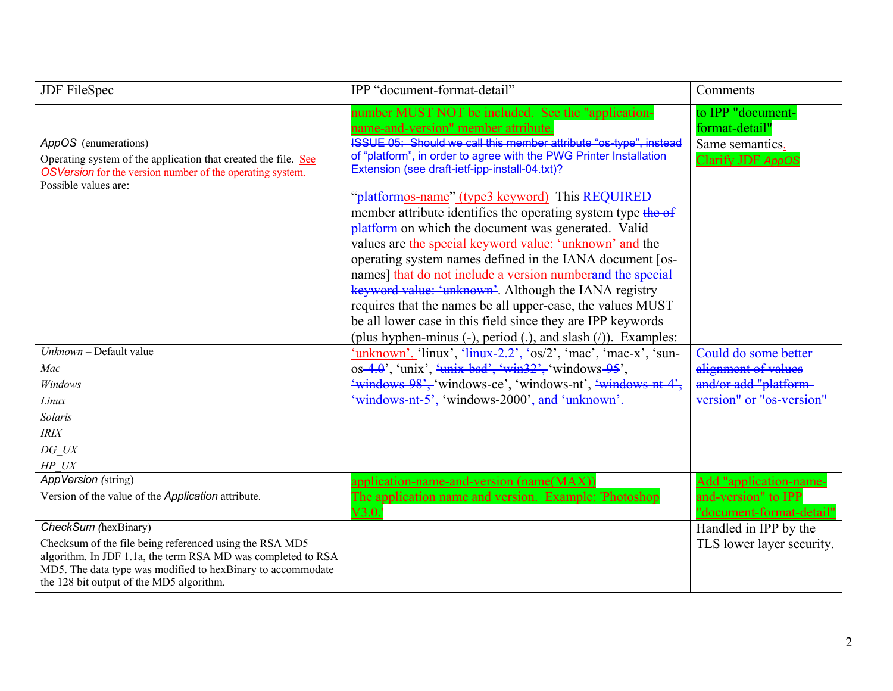| JDF FileSpec | IPP "document-format-detail" | Comments |
|---|---|---|
| | number MUST NOT be included. See the "application-name-and-version" member attribute. | to IPP "document-format-detail" |
| *AppOS* (enumerations)<br>Operating system of the application that created the file. See *OSVersion* for the version number of the operating system.<br>Possible values are: | ~~ISSUE 05: Should we call this member attribute "os-type", instead of "platform", in order to agree with the PWG Printer Installation Extension (see draft-ietf-ipp-install-04.txt)?~~<br><br>"~~platform~~os-name" (type3 keyword) This ~~REQUIRED~~ member attribute identifies the operating system type ~~the of platform~~ on which the document was generated. Valid values are the special keyword value: 'unknown' and the operating system names defined in the IANA document [os-names] that do not include a version number~~and the special keyword value: 'unknown'~~. Although the IANA registry requires that the names be all upper-case, the values MUST be all lower case in this field since they are IPP keywords (plus hyphen-minus (-), period (.), and slash (/)). Examples: | Same semantics. Clarify JDF *AppOS* |
| *Unknown* – Default value<br>*Mac*<br>*Windows*<br>*Linux*<br>*Solaris*<br>*IRIX*<br>*DG_UX*<br>*HP_UX* | 'unknown', 'linux', ~~'linux-2.2', '~~os/2', 'mac', 'mac-x', 'sun-os~~-4.0~~', 'unix', ~~'unix-bsd', 'win32',~~ 'windows~~-95~~', ~~'windows-98',~~ 'windows-ce', 'windows-nt', ~~'windows-nt-4', 'windows-nt-5',~~ 'windows-2000'~~, and 'unknown'.~~ | ~~Could do some better alignment of values and/or add "platform-version" or "os-version"~~ |
| *AppVersion (*string)<br>Version of the value of the *Application* attribute. | application-name-and-version (name(MAX))<br>The application name and version. Example: 'Photoshop V3.0.' | Add "application-name-and-version" to IPP "document-format-detail" |
| *CheckSum (*hexBinary)<br>Checksum of the file being referenced using the RSA MD5 algorithm. In JDF 1.1a, the term RSA MD was completed to RSA MD5. The data type was modified to hexBinary to accommodate the 128 bit output of the MD5 algorithm. | | Handled in IPP by the TLS lower layer security. |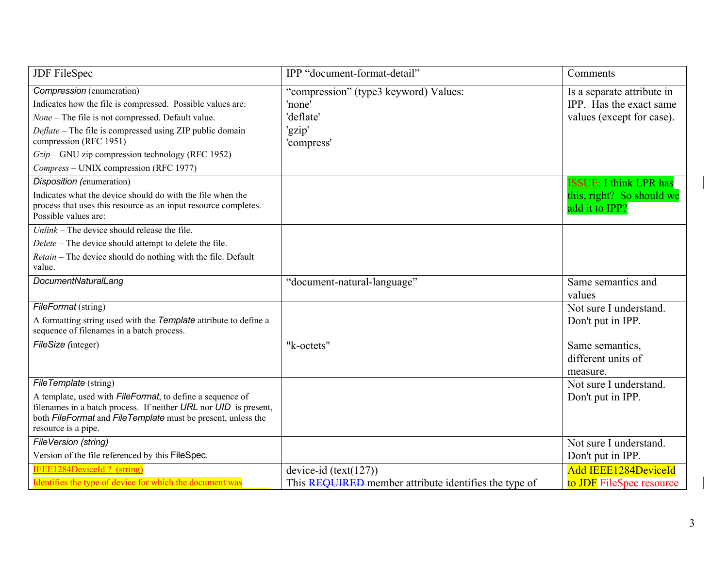| JDF FileSpec | IPP "document-format-detail" | Comments |
|---|---|---|
| *Compression* (enumeration)<br>Indicates how the file is compressed. Possible values are:<br>*None* – The file is not compressed. Default value.<br>*Deflate* – The file is compressed using ZIP public domain compression (RFC 1951)<br>*Gzip* – GNU zip compression technology (RFC 1952)<br>*Compress* – UNIX compression (RFC 1977) | "compression" (type3 keyword) Values:<br>'none'<br>'deflate'<br>'gzip'<br>'compress' | Is a separate attribute in IPP. Has the exact same values (except for case). |
| *Disposition* (enumeration)<br>Indicates what the device should do with the file when the process that uses this resource as an input resource completes. Possible values are: | | ISSUE: I think LPR has this, right? So should we add it to IPP? |
| *Unlink* – The device should release the file.<br>*Delete* – The device should attempt to delete the file.<br>*Retain* – The device should do nothing with the file. Default value. | | |
| *DocumentNaturalLang* | "document-natural-language" | Same semantics and values |
| *FileFormat* (string)<br>A formatting string used with the *Template* attribute to define a sequence of filenames in a batch process. | | Not sure I understand. Don't put in IPP. |
| *FileSize* (integer) | "k-octets" | Same semantics, different units of measure. |
| *FileTemplate* (string)<br>A template, used with *FileFormat*, to define a sequence of filenames in a batch process. If neither *URL* nor *UID* is present, both *FileFormat* and *FileTemplate* must be present, unless the resource is a pipe. | | Not sure I understand. Don't put in IPP. |
| *FileVersion (string)*<br>Version of the file referenced by this FileSpec. | | Not sure I understand. Don't put in IPP. |
| IEEE1284DeviceId ? (string)<br>Identifies the type of device for which the document was | device-id (text(127))<br>This ~~REQUIRED~~ member attribute identifies the type of | Add IEEE1284DeviceId to JDF FileSpec resource |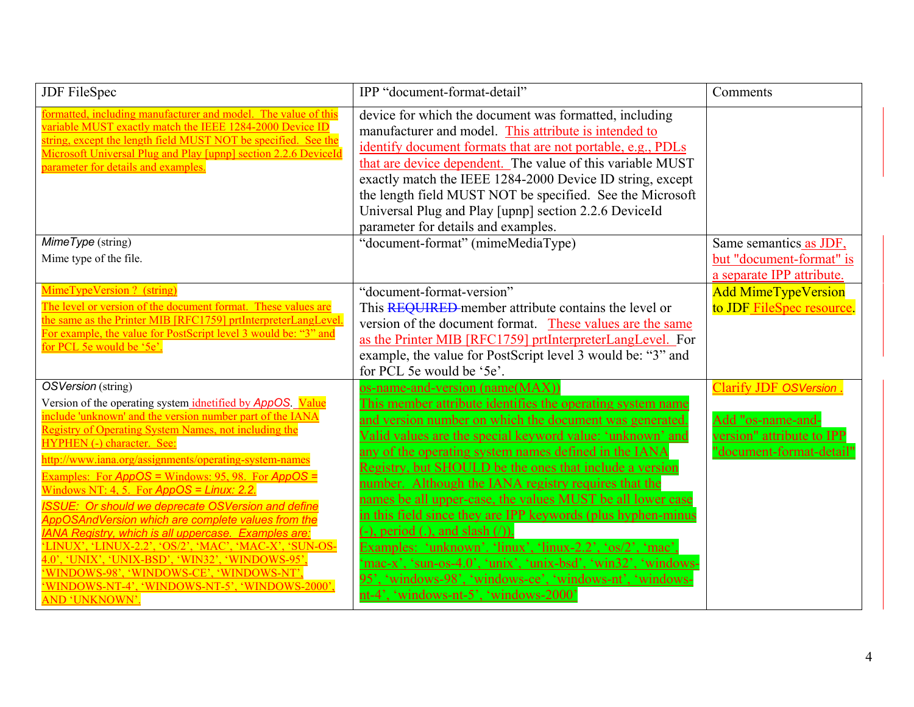| JDF FileSpec | IPP "document-format-detail" | Comments |
|---|---|---|
| formatted, including manufacturer and model. The value of this variable MUST exactly match the IEEE 1284-2000 Device ID string, except the length field MUST NOT be specified. See the Microsoft Universal Plug and Play [upnp] section 2.2.6 DeviceId parameter for details and examples. | device for which the document was formatted, including manufacturer and model. This attribute is intended to identify document formats that are not portable, e.g., PDLs that are device dependent. The value of this variable MUST exactly match the IEEE 1284-2000 Device ID string, except the length field MUST NOT be specified. See the Microsoft Universal Plug and Play [upnp] section 2.2.6 DeviceId parameter for details and examples. | |
| *MimeType* (string)<br>Mime type of the file. | "document-format" (mimeMediaType) | Same semantics as JDF, but "document-format" is a separate IPP attribute. |
| MimeTypeVersion ? (string)<br>The level or version of the document format. These values are the same as the Printer MIB [RFC1759] prtInterpreterLangLevel. For example, the value for PostScript level 3 would be: "3" and for PCL 5e would be '5e'. | "document-format-version"<br>This ~~REQUIRED~~ member attribute contains the level or version of the document format. These values are the same as the Printer MIB [RFC1759] prtInterpreterLangLevel. For example, the value for PostScript level 3 would be: "3" and for PCL 5e would be '5e'. | Add MimeTypeVersion to JDF FileSpec resource. |
| *OSVersion* (string)<br>Version of the operating system idnetified by *AppOS*. Value include 'unknown' and the version number part of the IANA Registry of Operating System Names, not including the HYPHEN (-) character. See:<br>http://www.iana.org/assignments/operating-system-names<br>Examples: For *AppOS* = Windows: 95, 98. For *AppOS* = Windows NT: 4, 5. For *AppOS = Linux: 2.2.*<br>*ISSUE: Or should we deprecate OSVersion and define AppOSAndVersion which are complete values from the IANA Registry, which is all uppercase. Examples are:* 'LINUX', 'LINUX-2.2', 'OS/2', 'MAC', 'MAC-X', 'SUN-OS-4.0', 'UNIX', 'UNIX-BSD', 'WIN32', 'WINDOWS-95', 'WINDOWS-98', 'WINDOWS-CE', 'WINDOWS-NT', 'WINDOWS-NT-4', 'WINDOWS-NT-5', 'WINDOWS-2000', AND 'UNKNOWN'. | os-name-and-version (name(MAX))<br>This member attribute identifies the operating system name and version number on which the document was generated. Valid values are the special keyword value: 'unknown' and any of the operating system names defined in the IANA Registry, but SHOULD be the ones that include a version number. Although the IANA registry requires that the names be all upper-case, the values MUST be all lower case in this field since they are IPP keywords (plus hyphen-minus (-), period (.), and slash (/)).<br>Examples: 'unknown'. 'linux', 'linux-2.2', 'os/2', 'mac', 'mac-x', 'sun-os-4.0', 'unix', 'unix-bsd', 'win32', 'windows-95', 'windows-98', 'windows-ce', 'windows-nt', 'windows-nt-4', 'windows-nt-5', 'windows-2000' | Clarify JDF *OSVersion* .<br><br>Add "os-name-and-version" attribute to IPP "document-format-detail" |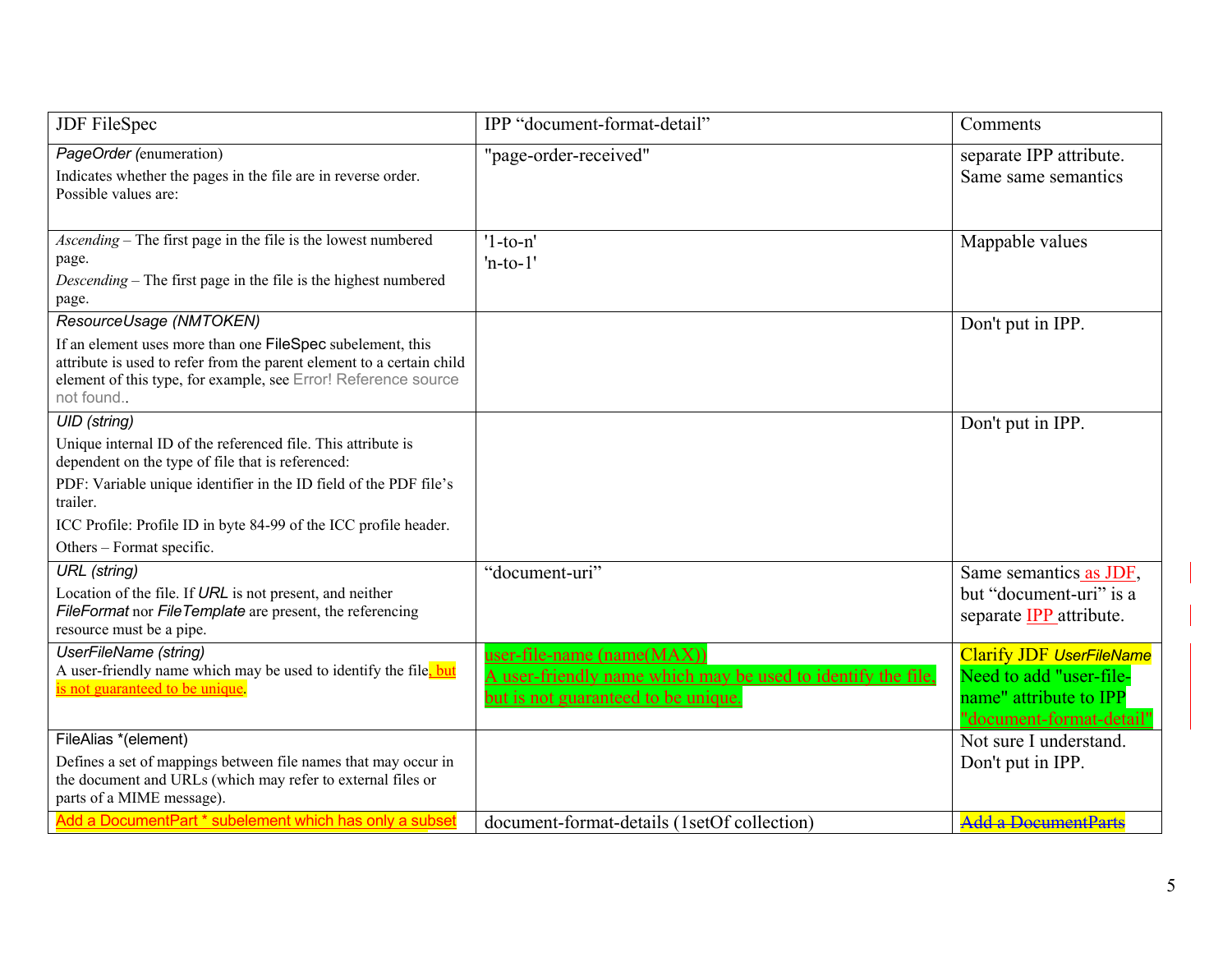| JDF FileSpec | IPP "document-format-detail" | Comments |
| --- | --- | --- |
| *PageOrder* (enumeration)<br>Indicates whether the pages in the file are in reverse order. Possible values are: | "page-order-received" | separate IPP attribute. Same same semantics |
| *Ascending* – The first page in the file is the lowest numbered page.<br>*Descending* – The first page in the file is the highest numbered page. | '1-to-n'<br>'n-to-1' | Mappable values |
| *ResourceUsage (NMTOKEN)*<br>If an element uses more than one FileSpec subelement, this attribute is used to refer from the parent element to a certain child element of this type, for example, see Error! Reference source not found.. | | Don't put in IPP. |
| *UID (string)*<br>Unique internal ID of the referenced file. This attribute is dependent on the type of file that is referenced:<br>PDF: Variable unique identifier in the ID field of the PDF file's trailer.<br>ICC Profile: Profile ID in byte 84-99 of the ICC profile header.<br>Others – Format specific. | | Don't put in IPP. |
| *URL (string)*<br>Location of the file. If *URL* is not present, and neither *FileFormat* nor *FileTemplate* are present, the referencing resource must be a pipe. | "document-uri" | Same semantics as JDF, but "document-uri" is a separate IPP attribute. |
| *UserFileName (string)*<br>A user-friendly name which may be used to identify the file, but is not guaranteed to be unique. | user-file-name (name(MAX))<br>A user-friendly name which may be used to identify the file, but is not guaranteed to be unique. | Clarify JDF *UserFileName* Need to add "user-file-name" attribute to IPP "document-format-detail" |
| FileAlias *(element)<br>Defines a set of mappings between file names that may occur in the document and URLs (which may refer to external files or parts of a MIME message). | | Not sure I understand. Don't put in IPP. |
| Add a DocumentPart * subelement which has only a subset | document-format-details (1setOf collection) | ~~Add a DocumentParts~~ |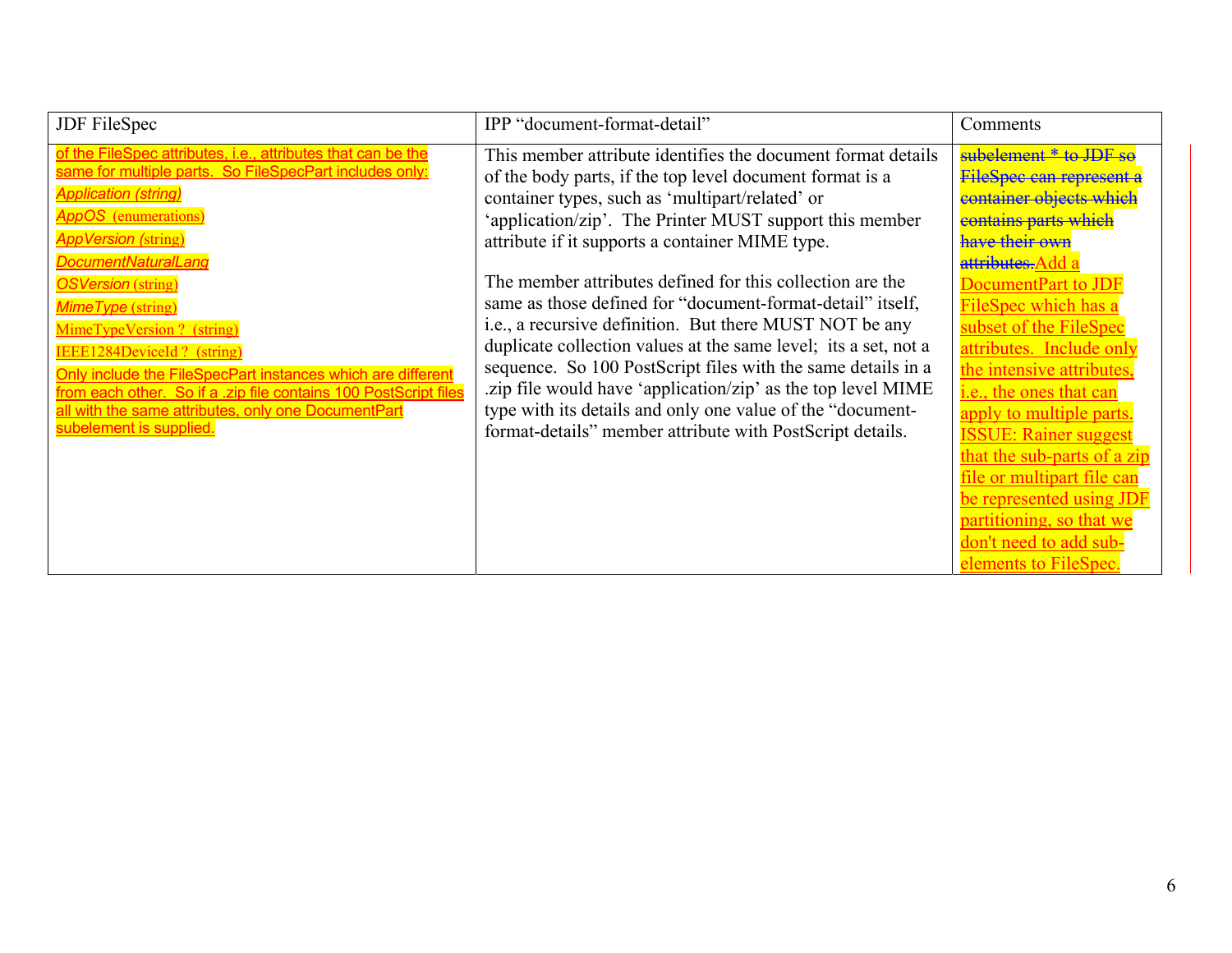| JDF FileSpec | IPP "document-format-detail" | Comments |
|---|---|---|
| of the FileSpec attributes, i.e., attributes that can be the same for multiple parts. So FileSpecPart includes only:<br>*Application (string)*<br>*AppOS* (enumerations)<br>*AppVersion* (string)<br>*DocumentNaturalLang*<br>*OSVersion* (string)<br>*MimeType* (string)<br>MimeTypeVersion ? (string)<br>IEEE1284DeviceId ? (string)<br>Only include the FileSpecPart instances which are different from each other. So if a .zip file contains 100 PostScript files all with the same attributes, only one DocumentPart subelement is supplied. | This member attribute identifies the document format details of the body parts, if the top level document format is a container types, such as 'multipart/related' or 'application/zip'. The Printer MUST support this member attribute if it supports a container MIME type.<br><br>The member attributes defined for this collection are the same as those defined for "document-format-detail" itself, i.e., a recursive definition. But there MUST NOT be any duplicate collection values at the same level; its a set, not a sequence. So 100 PostScript files with the same details in a .zip file would have 'application/zip' as the top level MIME type with its details and only one value of the "document-format-details" member attribute with PostScript details. | ~~subelement * to JDF so FileSpec can represent a container objects which contains parts which have their own attributes.~~Add a DocumentPart to JDF FileSpec which has a subset of the FileSpec attributes. Include only the intensive attributes, i.e., the ones that can apply to multiple parts. ISSUE: Rainer suggest that the sub-parts of a zip file or multipart file can be represented using JDF partitioning, so that we don't need to add sub-elements to FileSpec. |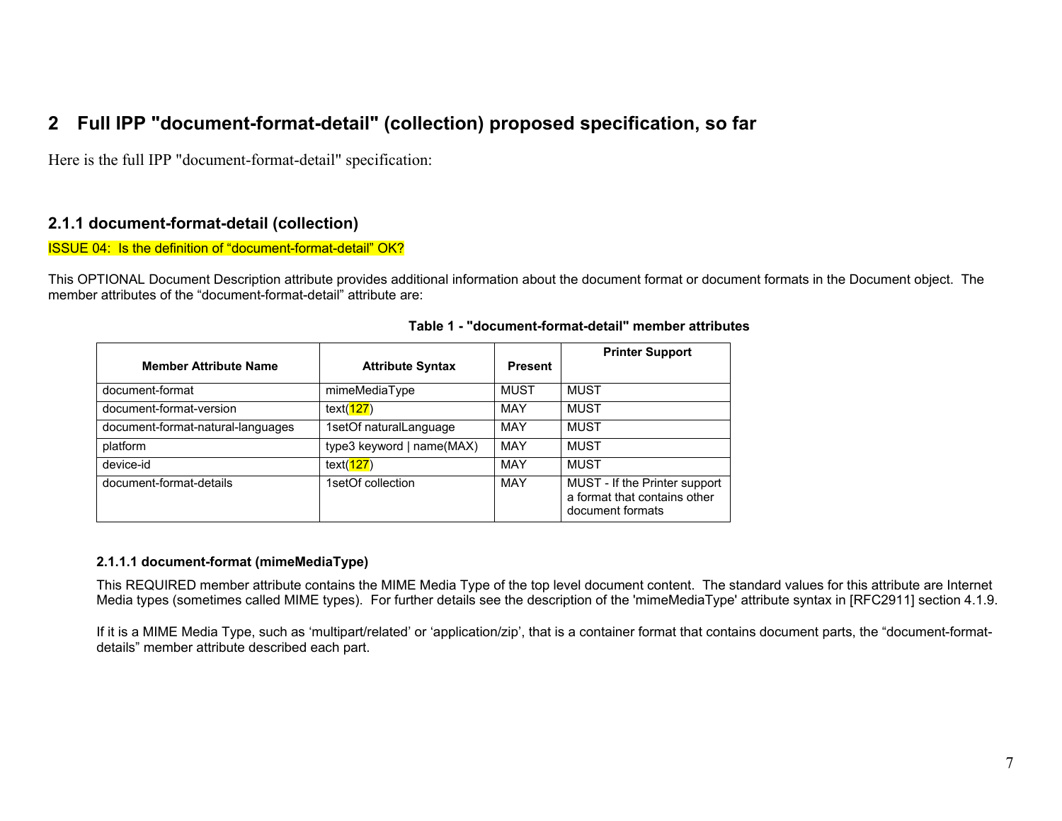# 2 Full IPP "document-format-detail" (collection) proposed specification, so far

Here is the full IPP "document-format-detail" specification:

### 2.1.1 document-format-detail (collection)

ISSUE 04: Is the definition of "document-format-detail" OK?

This OPTIONAL Document Description attribute provides additional information about the document format or document formats in the Document object. The member attributes of the "document-format-detail" attribute are:

**Table 1 - "document-format-detail" member attributes**

| Member Attribute Name | Attribute Syntax | Present | Printer Support |
|---|---|---|---|
| document-format | mimeMediaType | MUST | MUST |
| document-format-version | text(127) | MAY | MUST |
| document-format-natural-languages | 1setOf naturalLanguage | MAY | MUST |
| platform | type3 keyword \| name(MAX) | MAY | MUST |
| device-id | text(127) | MAY | MUST |
| document-format-details | 1setOf collection | MAY | MUST - If the Printer support a format that contains other document formats |

#### 2.1.1.1 document-format (mimeMediaType)

This REQUIRED member attribute contains the MIME Media Type of the top level document content. The standard values for this attribute are Internet Media types (sometimes called MIME types). For further details see the description of the 'mimeMediaType' attribute syntax in [RFC2911] section 4.1.9.

If it is a MIME Media Type, such as 'multipart/related' or 'application/zip', that is a container format that contains document parts, the "document-format-details" member attribute described each part.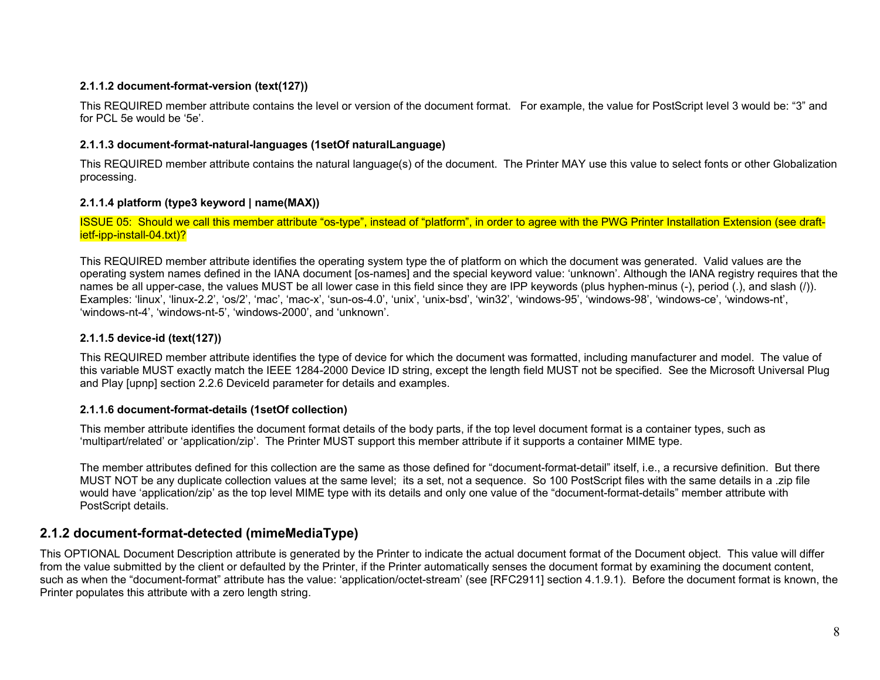#### 2.1.1.2 document-format-version (text(127))

This REQUIRED member attribute contains the level or version of the document format.   For example, the value for PostScript level 3 would be: “3” and for PCL 5e would be ‘5e’.

#### 2.1.1.3 document-format-natural-languages (1setOf naturalLanguage)

This REQUIRED member attribute contains the natural language(s) of the document.  The Printer MAY use this value to select fonts or other Globalization processing.

#### 2.1.1.4 platform (type3 keyword | name(MAX))

ISSUE 05:  Should we call this member attribute “os-type”, instead of “platform”, in order to agree with the PWG Printer Installation Extension (see draft-ietf-ipp-install-04.txt)?

This REQUIRED member attribute identifies the operating system type the of platform on which the document was generated.  Valid values are the operating system names defined in the IANA document [os-names] and the special keyword value: ‘unknown’. Although the IANA registry requires that the names be all upper-case, the values MUST be all lower case in this field since they are IPP keywords (plus hyphen-minus (-), period (.), and slash (/)).  Examples: ‘linux’, ‘linux-2.2’, ‘os/2’, ‘mac’, ‘mac-x’, ‘sun-os-4.0’, ‘unix’, ‘unix-bsd’, ‘win32’, ‘windows-95’, ‘windows-98’, ‘windows-ce’, ‘windows-nt’, ‘windows-nt-4’, ‘windows-nt-5’, ‘windows-2000’, and ‘unknown’.

#### 2.1.1.5 device-id (text(127))

This REQUIRED member attribute identifies the type of device for which the document was formatted, including manufacturer and model.  The value of this variable MUST exactly match the IEEE 1284-2000 Device ID string, except the length field MUST not be specified.  See the Microsoft Universal Plug and Play [upnp] section 2.2.6 DeviceId parameter for details and examples.

#### 2.1.1.6 document-format-details (1setOf collection)

This member attribute identifies the document format details of the body parts, if the top level document format is a container types, such as ‘multipart/related’ or ‘application/zip’.  The Printer MUST support this member attribute if it supports a container MIME type.

The member attributes defined for this collection are the same as those defined for “document-format-detail” itself, i.e., a recursive definition.  But there MUST NOT be any duplicate collection values at the same level;  its a set, not a sequence.  So 100 PostScript files with the same details in a .zip file would have ‘application/zip’ as the top level MIME type with its details and only one value of the “document-format-details” member attribute with PostScript details.

### 2.1.2 document-format-detected (mimeMediaType)

This OPTIONAL Document Description attribute is generated by the Printer to indicate the actual document format of the Document object.  This value will differ from the value submitted by the client or defaulted by the Printer, if the Printer automatically senses the document format by examining the document content, such as when the “document-format” attribute has the value: ‘application/octet-stream’ (see [RFC2911] section 4.1.9.1).  Before the document format is known, the Printer populates this attribute with a zero length string.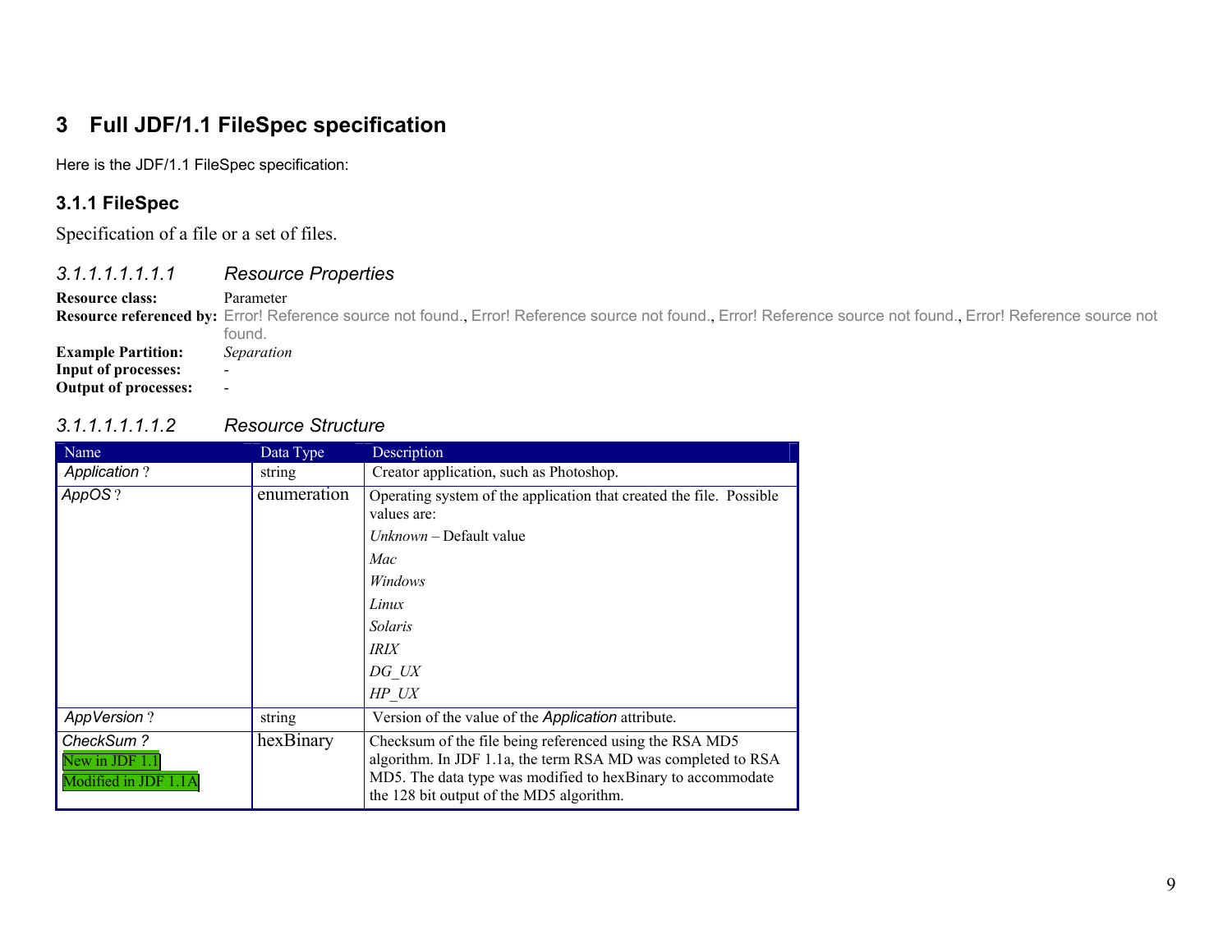# 3 Full JDF/1.1 FileSpec specification

Here is the JDF/1.1 FileSpec specification:

### 3.1.1 FileSpec

Specification of a file or a set of files.

#### *3.1.1.1.1.1.1.1 Resource Properties*

**Resource class:** Parameter
**Resource referenced by:** Error! Reference source not found., Error! Reference source not found., Error! Reference source not found., Error! Reference source not found.
**Example Partition:** *Separation*
**Input of processes:** -
**Output of processes:** -

#### *3.1.1.1.1.1.1.2 Resource Structure*

| Name | Data Type | Description |
|---|---|---|
| *Application* ? | string | Creator application, such as Photoshop. |
| *AppOS* ? | enumeration | Operating system of the application that created the file. Possible values are:<br>*Unknown* – Default value<br>*Mac*<br>*Windows*<br>*Linux*<br>*Solaris*<br>*IRIX*<br>*DG_UX*<br>*HP_UX* |
| *AppVersion* ? | string | Version of the value of the *Application* attribute. |
| *CheckSum ?*<br>New in JDF 1.1<br>Modified in JDF 1.1A | hexBinary | Checksum of the file being referenced using the RSA MD5 algorithm. In JDF 1.1a, the term RSA MD was completed to RSA MD5. The data type was modified to hexBinary to accommodate the 128 bit output of the MD5 algorithm. |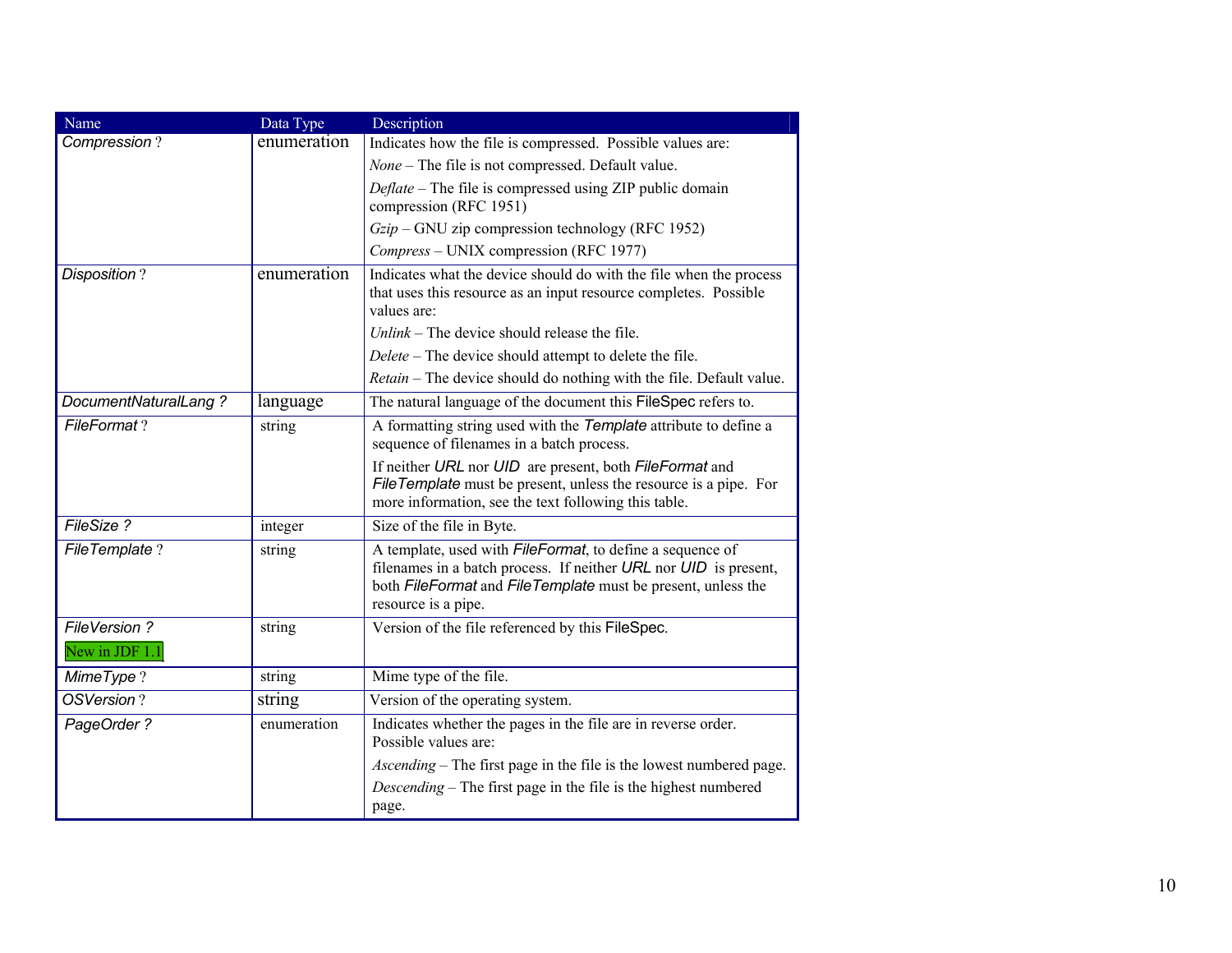| Name | Data Type | Description |
|---|---|---|
| *Compression* ? | enumeration | Indicates how the file is compressed. Possible values are:<br>*None* – The file is not compressed. Default value.<br>*Deflate* – The file is compressed using ZIP public domain compression (RFC 1951)<br>*Gzip* – GNU zip compression technology (RFC 1952)<br>*Compress* – UNIX compression (RFC 1977) |
| *Disposition* ? | enumeration | Indicates what the device should do with the file when the process that uses this resource as an input resource completes. Possible values are:<br>*Unlink* – The device should release the file.<br>*Delete* – The device should attempt to delete the file.<br>*Retain* – The device should do nothing with the file. Default value. |
| *DocumentNaturalLang ?* | language | The natural language of the document this FileSpec refers to. |
| *FileFormat* ? | string | A formatting string used with the *Template* attribute to define a sequence of filenames in a batch process.<br>If neither *URL* nor *UID* are present, both *FileFormat* and *FileTemplate* must be present, unless the resource is a pipe. For more information, see the text following this table. |
| *FileSize ?* | integer | Size of the file in Byte. |
| *FileTemplate* ? | string | A template, used with *FileFormat*, to define a sequence of filenames in a batch process. If neither *URL* nor *UID* is present, both *FileFormat* and *FileTemplate* must be present, unless the resource is a pipe. |
| *FileVersion ?*<br>New in JDF 1.1 | string | Version of the file referenced by this FileSpec. |
| *MimeType* ? | string | Mime type of the file. |
| *OSVersion* ? | string | Version of the operating system. |
| *PageOrder ?* | enumeration | Indicates whether the pages in the file are in reverse order. Possible values are:<br>*Ascending* – The first page in the file is the lowest numbered page.<br>*Descending* – The first page in the file is the highest numbered page. |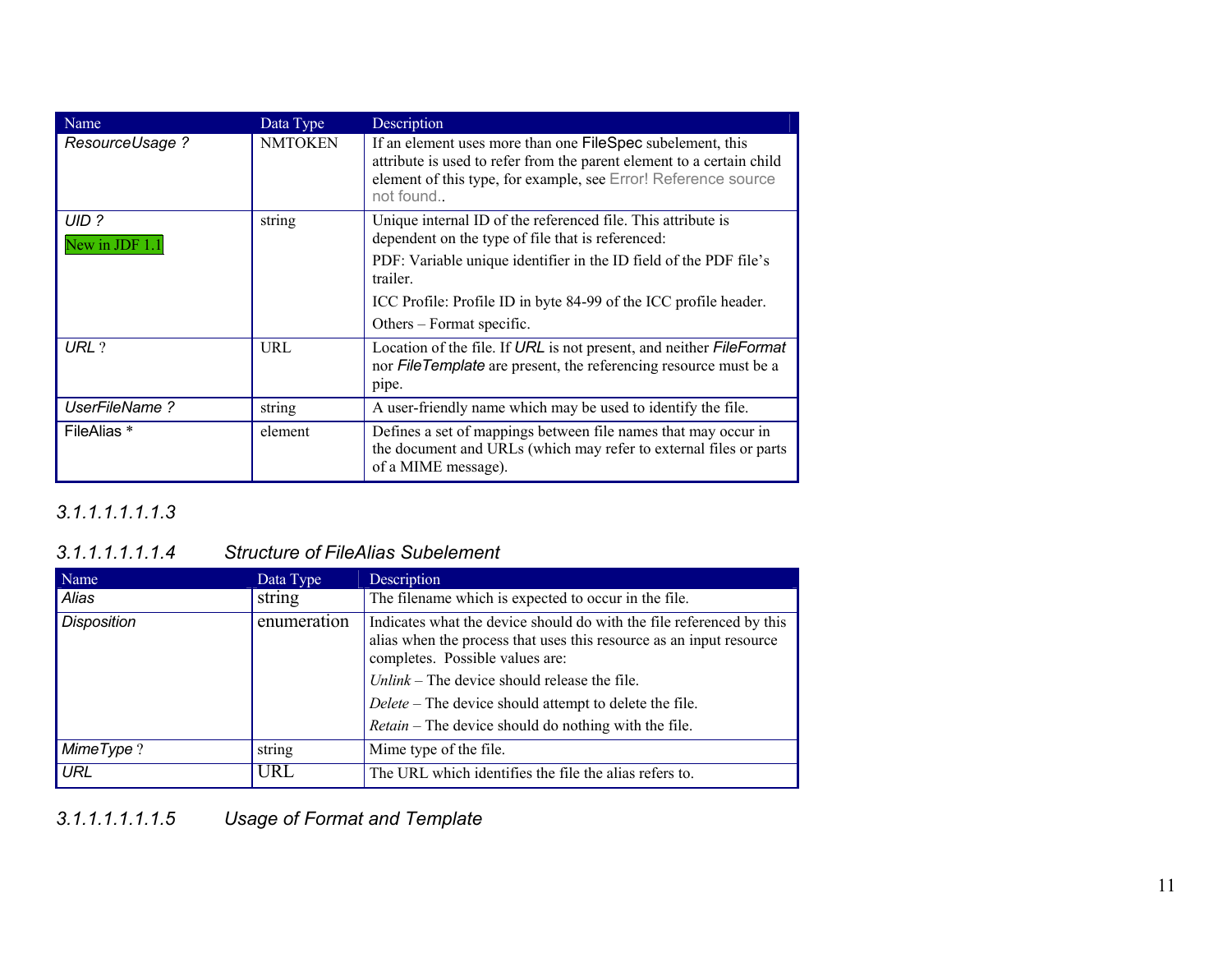| Name | Data Type | Description |
| --- | --- | --- |
| *ResourceUsage ?* | NMTOKEN | If an element uses more than one FileSpec subelement, this attribute is used to refer from the parent element to a certain child element of this type, for example, see Error! Reference source not found.. |
| *UID ?* New in JDF 1.1 | string | Unique internal ID of the referenced file. This attribute is dependent on the type of file that is referenced: PDF: Variable unique identifier in the ID field of the PDF file's trailer. ICC Profile: Profile ID in byte 84-99 of the ICC profile header. Others – Format specific. |
| *URL* ? | URL | Location of the file. If *URL* is not present, and neither *FileFormat* nor *FileTemplate* are present, the referencing resource must be a pipe. |
| *UserFileName ?* | string | A user-friendly name which may be used to identify the file. |
| FileAlias * | element | Defines a set of mappings between file names that may occur in the document and URLs (which may refer to external files or parts of a MIME message). |

#### *3.1.1.1.1.1.1.3*

#### *3.1.1.1.1.1.1.4 Structure of FileAlias Subelement*

| Name | Data Type | Description |
| --- | --- | --- |
| *Alias* | string | The filename which is expected to occur in the file. |
| *Disposition* | enumeration | Indicates what the device should do with the file referenced by this alias when the process that uses this resource as an input resource completes. Possible values are: *Unlink* – The device should release the file. *Delete* – The device should attempt to delete the file. *Retain* – The device should do nothing with the file. |
| *MimeType* ? | string | Mime type of the file. |
| *URL* | URL | The URL which identifies the file the alias refers to. |

#### *3.1.1.1.1.1.1.5 Usage of Format and Template*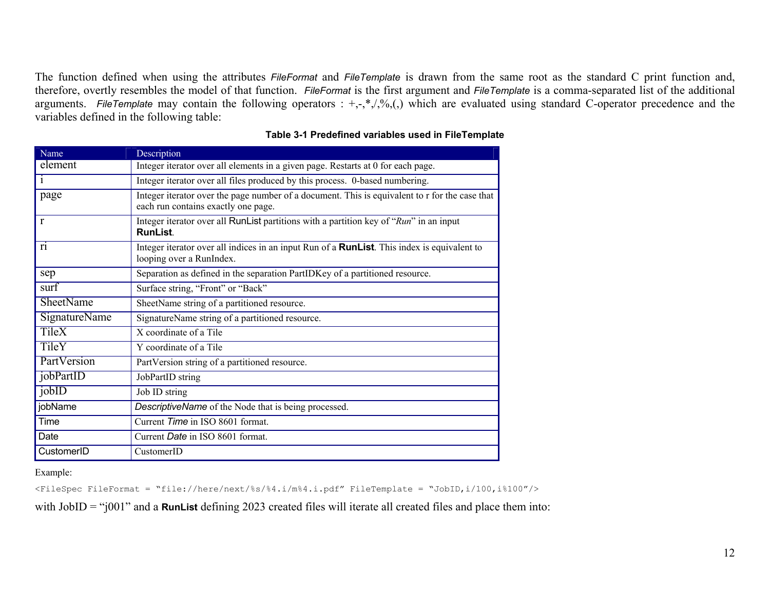The function defined when using the attributes *FileFormat* and *FileTemplate* is drawn from the same root as the standard C print function and, therefore, overtly resembles the model of that function. *FileFormat* is the first argument and *FileTemplate* is a comma-separated list of the additional arguments. *FileTemplate* may contain the following operators : +,-,*,/,%,(,) which are evaluated using standard C-operator precedence and the variables defined in the following table:

**Table 3-1 Predefined variables used in FileTemplate**

| Name | Description |
|---|---|
| element | Integer iterator over all elements in a given page. Restarts at 0 for each page. |
| i | Integer iterator over all files produced by this process. 0-based numbering. |
| page | Integer iterator over the page number of a document. This is equivalent to r for the case that each run contains exactly one page. |
| r | Integer iterator over all RunList partitions with a partition key of "*Run*" in an input **RunList**. |
| ri | Integer iterator over all indices in an input Run of a **RunList**. This index is equivalent to looping over a RunIndex. |
| sep | Separation as defined in the separation PartIDKey of a partitioned resource. |
| surf | Surface string, "Front" or "Back" |
| SheetName | SheetName string of a partitioned resource. |
| SignatureName | SignatureName string of a partitioned resource. |
| TileX | X coordinate of a Tile |
| TileY | Y coordinate of a Tile |
| PartVersion | PartVersion string of a partitioned resource. |
| jobPartID | JobPartID string |
| jobID | Job ID string |
| jobName | *DescriptiveName* of the Node that is being processed. |
| Time | Current *Time* in ISO 8601 format. |
| Date | Current *Date* in ISO 8601 format. |
| CustomerID | CustomerID |

Example:

```
<FileSpec FileFormat = "file://here/next/%s/%4.i/m%4.i.pdf" FileTemplate = "JobID,i/100,i%100"/>
```

with JobID = "j001" and a **RunList** defining 2023 created files will iterate all created files and place them into: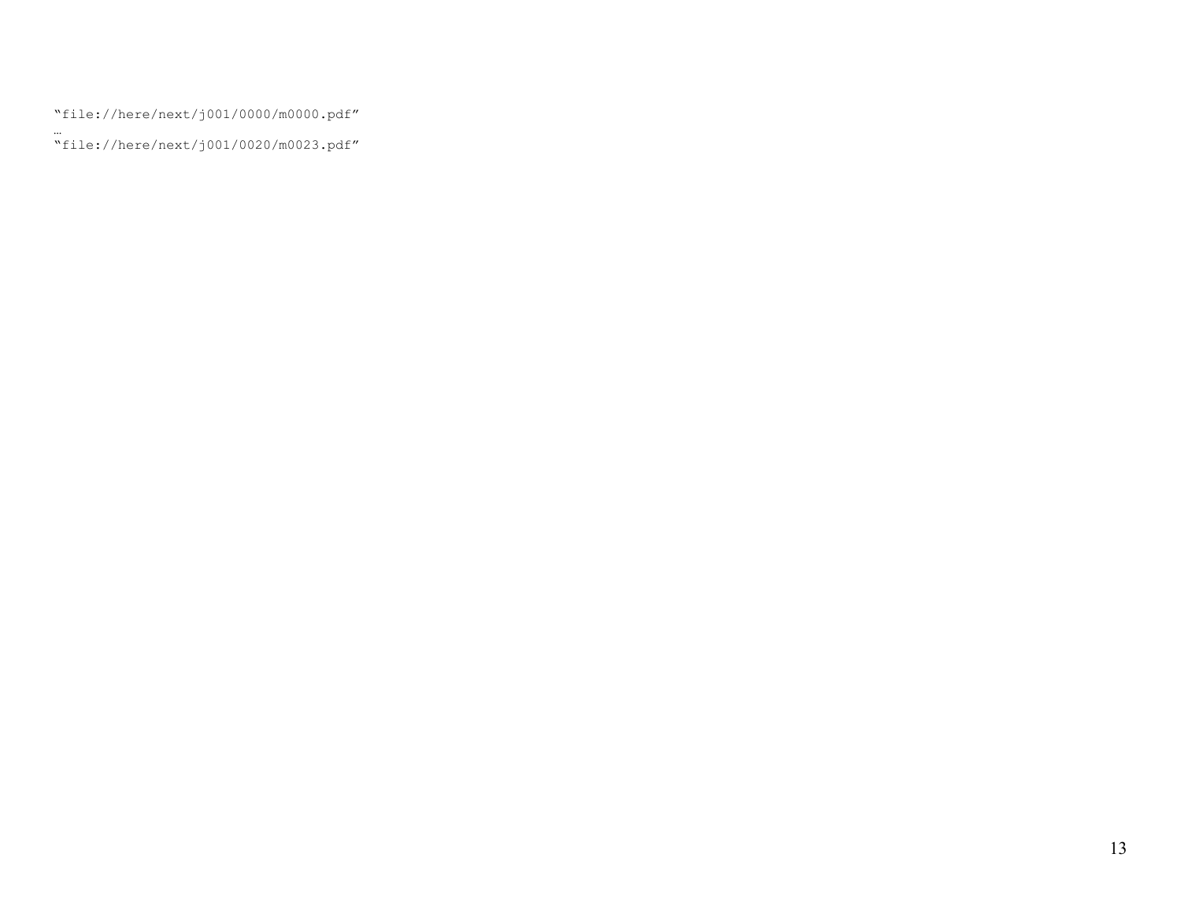```
"file://here/next/j001/0000/m0000.pdf"
…
"file://here/next/j001/0020/m0023.pdf"
```